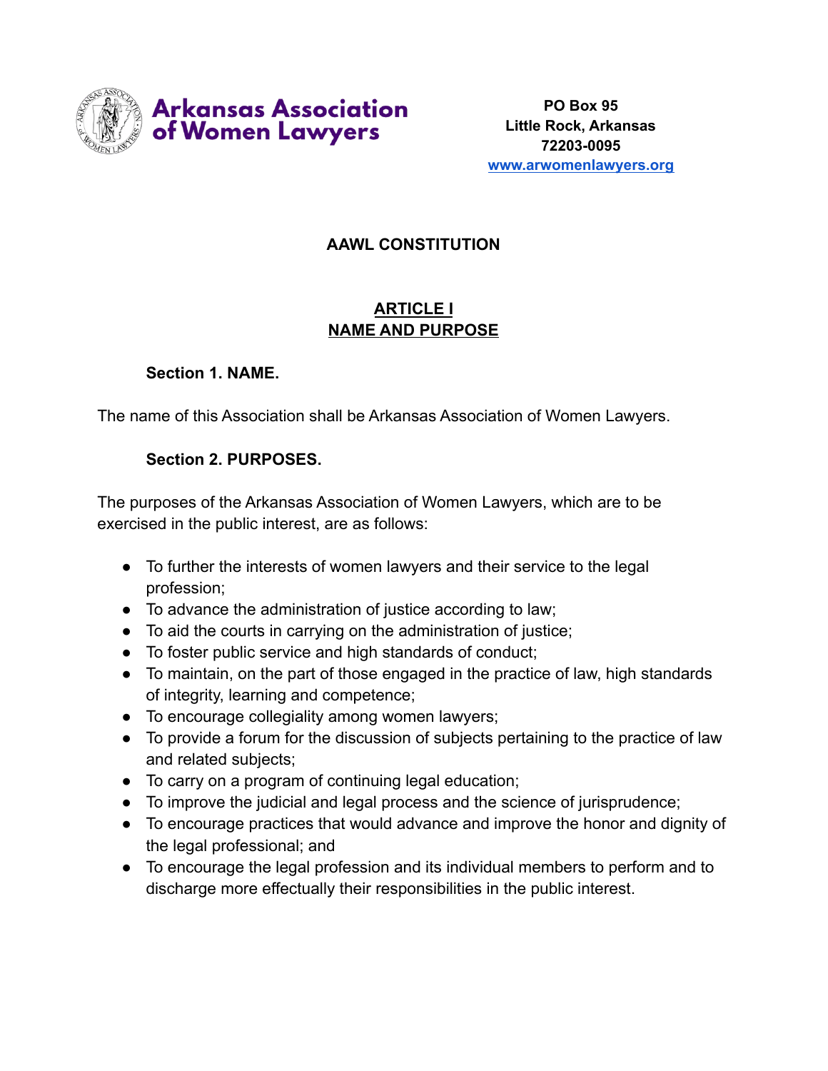**Arkansas Association of Women Lawyers**

PO Box 95
Little Rock, Arkansas
72203-0095
www.arwomenlawyers.org

# AAWL CONSTITUTION

## ARTICLE I
## NAME AND PURPOSE

**Section 1. NAME.**

The name of this Association shall be Arkansas Association of Women Lawyers.

**Section 2. PURPOSES.**

The purposes of the Arkansas Association of Women Lawyers, which are to be exercised in the public interest, are as follows:

- To further the interests of women lawyers and their service to the legal profession;
- To advance the administration of justice according to law;
- To aid the courts in carrying on the administration of justice;
- To foster public service and high standards of conduct;
- To maintain, on the part of those engaged in the practice of law, high standards of integrity, learning and competence;
- To encourage collegiality among women lawyers;
- To provide a forum for the discussion of subjects pertaining to the practice of law and related subjects;
- To carry on a program of continuing legal education;
- To improve the judicial and legal process and the science of jurisprudence;
- To encourage practices that would advance and improve the honor and dignity of the legal professional; and
- To encourage the legal profession and its individual members to perform and to discharge more effectually their responsibilities in the public interest.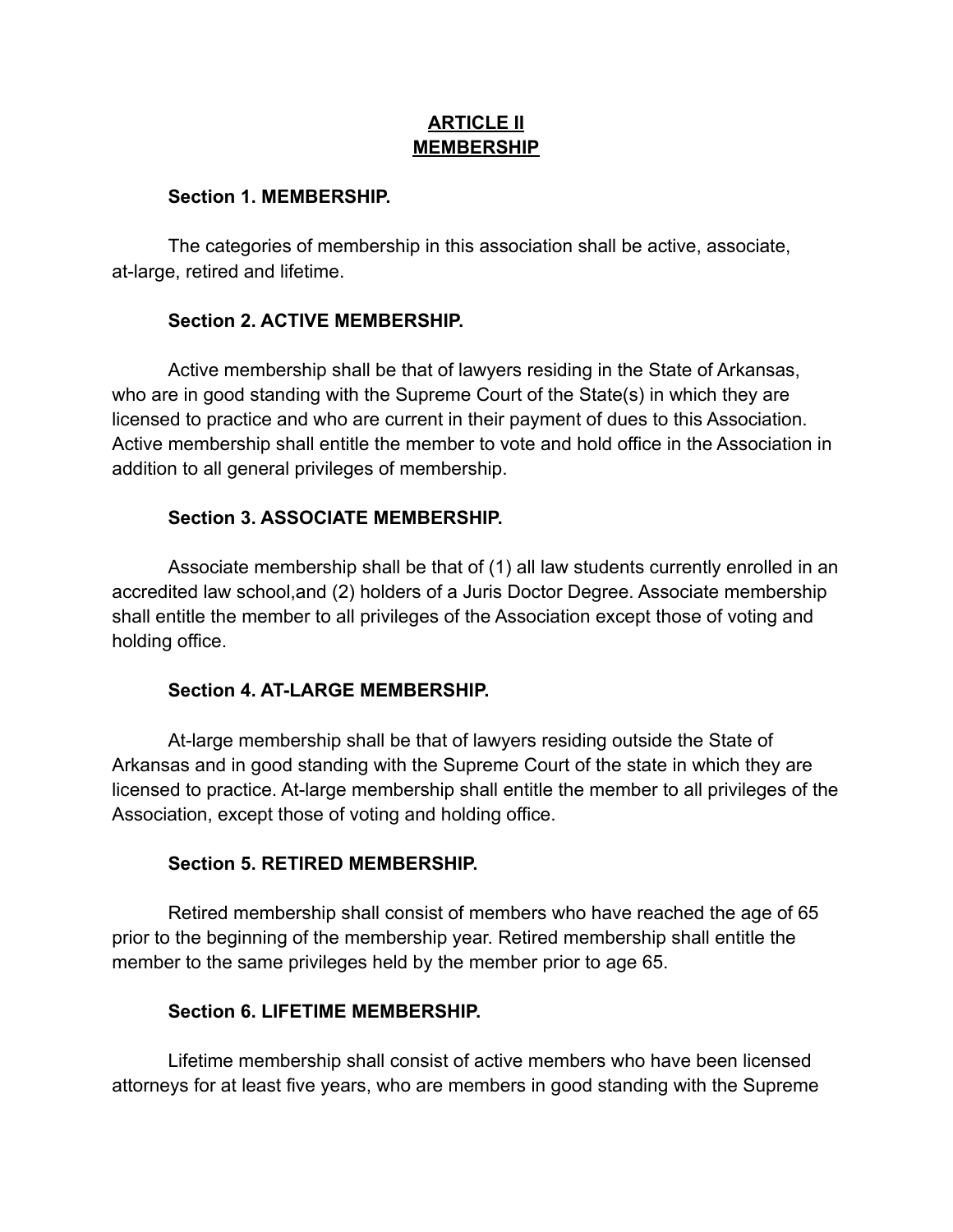## ARTICLE II
## MEMBERSHIP

**Section 1. MEMBERSHIP.**

The categories of membership in this association shall be active, associate, at-large, retired and lifetime.

**Section 2. ACTIVE MEMBERSHIP.**

Active membership shall be that of lawyers residing in the State of Arkansas, who are in good standing with the Supreme Court of the State(s) in which they are licensed to practice and who are current in their payment of dues to this Association. Active membership shall entitle the member to vote and hold office in the Association in addition to all general privileges of membership.

**Section 3. ASSOCIATE MEMBERSHIP.**

Associate membership shall be that of (1) all law students currently enrolled in an accredited law school,and (2) holders of a Juris Doctor Degree. Associate membership shall entitle the member to all privileges of the Association except those of voting and holding office.

**Section 4. AT-LARGE MEMBERSHIP.**

At-large membership shall be that of lawyers residing outside the State of Arkansas and in good standing with the Supreme Court of the state in which they are licensed to practice. At-large membership shall entitle the member to all privileges of the Association, except those of voting and holding office.

**Section 5. RETIRED MEMBERSHIP.**

Retired membership shall consist of members who have reached the age of 65 prior to the beginning of the membership year. Retired membership shall entitle the member to the same privileges held by the member prior to age 65.

**Section 6. LIFETIME MEMBERSHIP.**

Lifetime membership shall consist of active members who have been licensed attorneys for at least five years, who are members in good standing with the Supreme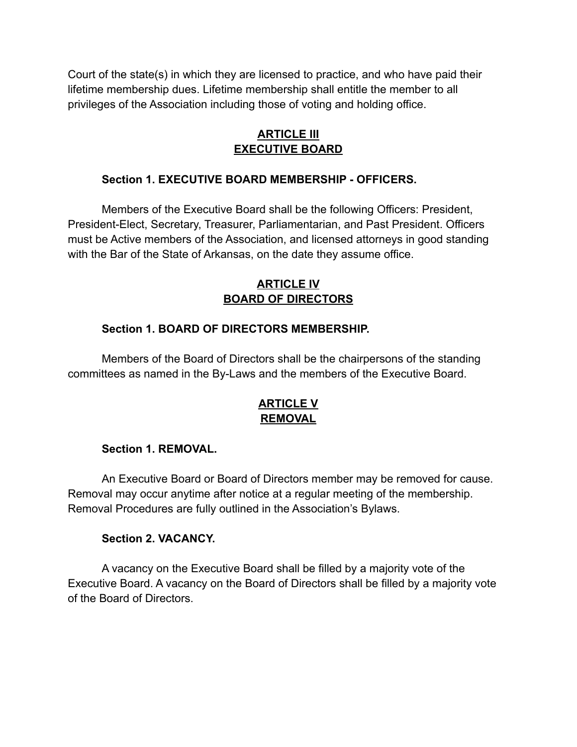Court of the state(s) in which they are licensed to practice, and who have paid their lifetime membership dues. Lifetime membership shall entitle the member to all privileges of the Association including those of voting and holding office.

## ARTICLE III
## EXECUTIVE BOARD

### Section 1. EXECUTIVE BOARD MEMBERSHIP - OFFICERS.

Members of the Executive Board shall be the following Officers: President, President-Elect, Secretary, Treasurer, Parliamentarian, and Past President. Officers must be Active members of the Association, and licensed attorneys in good standing with the Bar of the State of Arkansas, on the date they assume office.

## ARTICLE IV
## BOARD OF DIRECTORS

### Section 1. BOARD OF DIRECTORS MEMBERSHIP.

Members of the Board of Directors shall be the chairpersons of the standing committees as named in the By-Laws and the members of the Executive Board.

## ARTICLE V
## REMOVAL

### Section 1. REMOVAL.

An Executive Board or Board of Directors member may be removed for cause. Removal may occur anytime after notice at a regular meeting of the membership. Removal Procedures are fully outlined in the Association's Bylaws.

### Section 2. VACANCY.

A vacancy on the Executive Board shall be filled by a majority vote of the Executive Board. A vacancy on the Board of Directors shall be filled by a majority vote of the Board of Directors.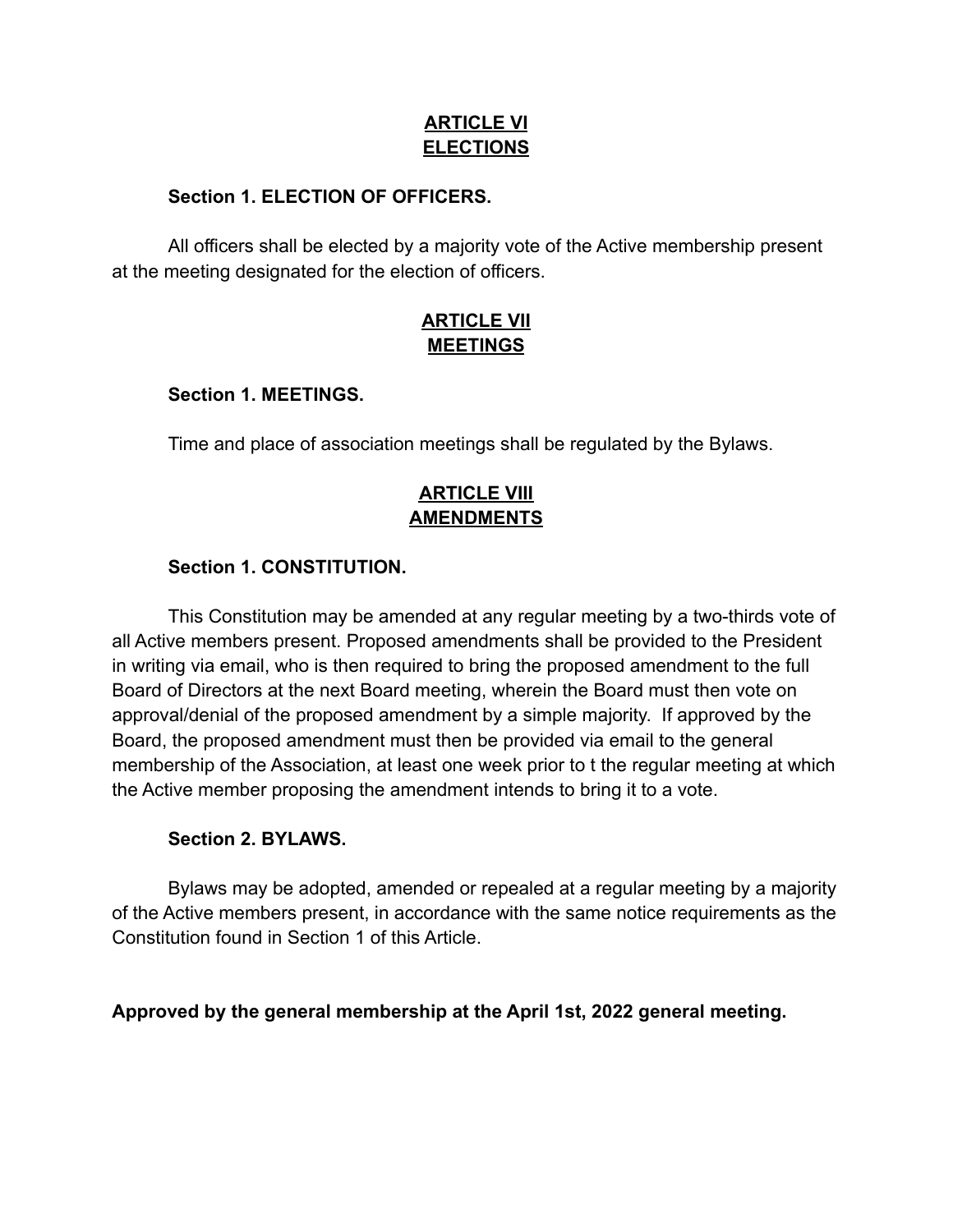## ARTICLE VI
## ELECTIONS

**Section 1. ELECTION OF OFFICERS.**

All officers shall be elected by a majority vote of the Active membership present at the meeting designated for the election of officers.

## ARTICLE VII
## MEETINGS

**Section 1. MEETINGS.**

Time and place of association meetings shall be regulated by the Bylaws.

## ARTICLE VIII
## AMENDMENTS

**Section 1. CONSTITUTION.**

This Constitution may be amended at any regular meeting by a two-thirds vote of all Active members present. Proposed amendments shall be provided to the President in writing via email, who is then required to bring the proposed amendment to the full Board of Directors at the next Board meeting, wherein the Board must then vote on approval/denial of the proposed amendment by a simple majority. If approved by the Board, the proposed amendment must then be provided via email to the general membership of the Association, at least one week prior to t the regular meeting at which the Active member proposing the amendment intends to bring it to a vote.

**Section 2. BYLAWS.**

Bylaws may be adopted, amended or repealed at a regular meeting by a majority of the Active members present, in accordance with the same notice requirements as the Constitution found in Section 1 of this Article.

**Approved by the general membership at the April 1st, 2022 general meeting.**